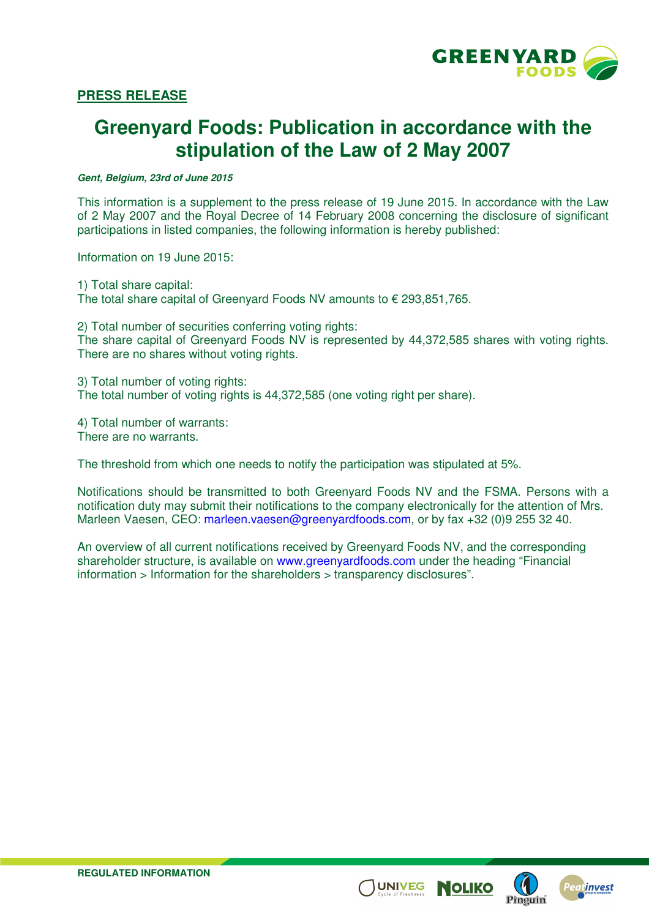**PRESS RELEASE**

# Greenyard Foods: Publication in accordance with the stipulation of the Law of 2 May 2007

***Gent, Belgium, 23rd of June 2015***

This information is a supplement to the press release of 19 June 2015. In accordance with the Law of 2 May 2007 and the Royal Decree of 14 February 2008 concerning the disclosure of significant participations in listed companies, the following information is hereby published:

Information on 19 June 2015:

1) Total share capital:
The total share capital of Greenyard Foods NV amounts to € 293,851,765.

2) Total number of securities conferring voting rights:
The share capital of Greenyard Foods NV is represented by 44,372,585 shares with voting rights. There are no shares without voting rights.

3) Total number of voting rights:
The total number of voting rights is 44,372,585 (one voting right per share).

4) Total number of warrants:
There are no warrants.

The threshold from which one needs to notify the participation was stipulated at 5%.

Notifications should be transmitted to both Greenyard Foods NV and the FSMA. Persons with a notification duty may submit their notifications to the company electronically for the attention of Mrs. Marleen Vaesen, CEO: marleen.vaesen@greenyardfoods.com, or by fax +32 (0)9 255 32 40.

An overview of all current notifications received by Greenyard Foods NV, and the corresponding shareholder structure, is available on www.greenyardfoods.com under the heading “Financial information > Information for the shareholders > transparency disclosures”.

**REGULATED INFORMATION**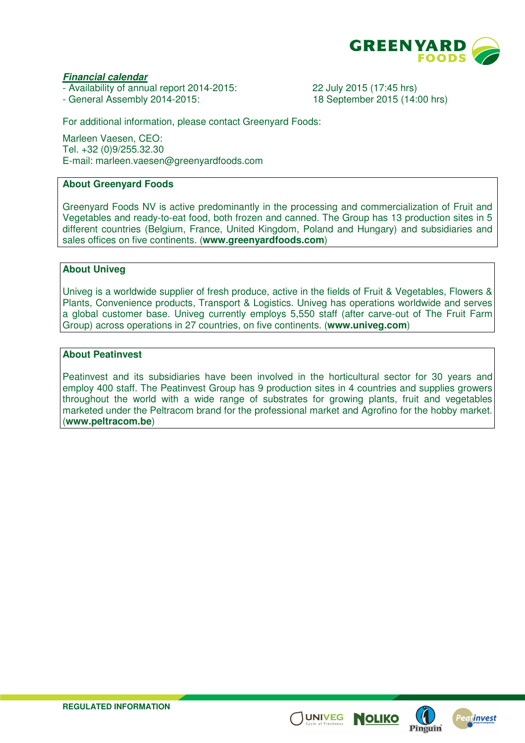***Financial calendar***

- Availability of annual report 2014-2015: 22 July 2015 (17:45 hrs)
- General Assembly 2014-2015: 18 September 2015 (14:00 hrs)

For additional information, please contact Greenyard Foods:

Marleen Vaesen, CEO:
Tel. +32 (0)9/255.32.30
E-mail: marleen.vaesen@greenyardfoods.com

**About Greenyard Foods**

Greenyard Foods NV is active predominantly in the processing and commercialization of Fruit and Vegetables and ready-to-eat food, both frozen and canned. The Group has 13 production sites in 5 different countries (Belgium, France, United Kingdom, Poland and Hungary) and subsidiaries and sales offices on five continents. (**www.greenyardfoods.com**)

**About Univeg**

Univeg is a worldwide supplier of fresh produce, active in the fields of Fruit & Vegetables, Flowers & Plants, Convenience products, Transport & Logistics. Univeg has operations worldwide and serves a global customer base. Univeg currently employs 5,550 staff (after carve-out of The Fruit Farm Group) across operations in 27 countries, on five continents. (**www.univeg.com**)

**About Peatinvest**

Peatinvest and its subsidiaries have been involved in the horticultural sector for 30 years and employ 400 staff. The Peatinvest Group has 9 production sites in 4 countries and supplies growers throughout the world with a wide range of substrates for growing plants, fruit and vegetables marketed under the Peltracom brand for the professional market and Agrofino for the hobby market. (**www.peltracom.be**)

**REGULATED INFORMATION**